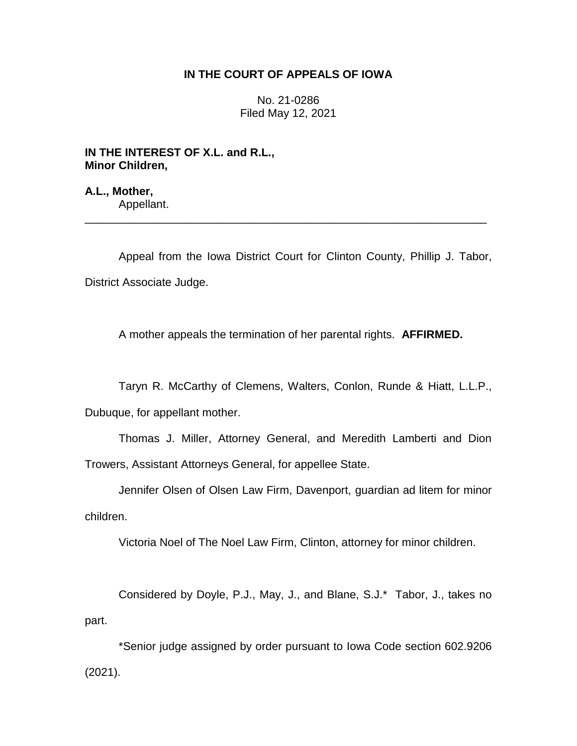**IN THE COURT OF APPEALS OF IOWA**

No. 21-0286
Filed May 12, 2021

**IN THE INTEREST OF X.L. and R.L., Minor Children,**

**A.L., Mother,**
Appellant.

---

Appeal from the Iowa District Court for Clinton County, Phillip J. Tabor, District Associate Judge.

A mother appeals the termination of her parental rights. **AFFIRMED.**

Taryn R. McCarthy of Clemens, Walters, Conlon, Runde & Hiatt, L.L.P., Dubuque, for appellant mother.

Thomas J. Miller, Attorney General, and Meredith Lamberti and Dion Trowers, Assistant Attorneys General, for appellee State.

Jennifer Olsen of Olsen Law Firm, Davenport, guardian ad litem for minor children.

Victoria Noel of The Noel Law Firm, Clinton, attorney for minor children.

Considered by Doyle, P.J., May, J., and Blane, S.J.* Tabor, J., takes no part.

*Senior judge assigned by order pursuant to Iowa Code section 602.9206 (2021).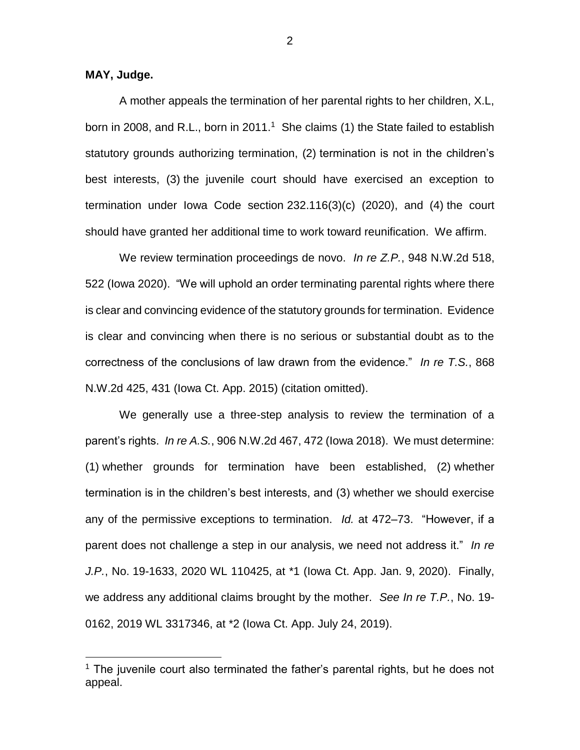**MAY, Judge.**

A mother appeals the termination of her parental rights to her children, X.L, born in 2008, and R.L., born in 2011.[1] She claims (1) the State failed to establish statutory grounds authorizing termination, (2) termination is not in the children's best interests, (3) the juvenile court should have exercised an exception to termination under Iowa Code section 232.116(3)(c) (2020), and (4) the court should have granted her additional time to work toward reunification. We affirm.

We review termination proceedings de novo. *In re Z.P.*, 948 N.W.2d 518, 522 (Iowa 2020). "We will uphold an order terminating parental rights where there is clear and convincing evidence of the statutory grounds for termination. Evidence is clear and convincing when there is no serious or substantial doubt as to the correctness of the conclusions of law drawn from the evidence." *In re T.S.*, 868 N.W.2d 425, 431 (Iowa Ct. App. 2015) (citation omitted).

We generally use a three-step analysis to review the termination of a parent's rights. *In re A.S.*, 906 N.W.2d 467, 472 (Iowa 2018). We must determine: (1) whether grounds for termination have been established, (2) whether termination is in the children's best interests, and (3) whether we should exercise any of the permissive exceptions to termination. *Id.* at 472–73. "However, if a parent does not challenge a step in our analysis, we need not address it." *In re J.P.*, No. 19-1633, 2020 WL 110425, at *1 (Iowa Ct. App. Jan. 9, 2020). Finally, we address any additional claims brought by the mother. *See In re T.P.*, No. 19-0162, 2019 WL 3317346, at *2 (Iowa Ct. App. July 24, 2019).

[1] The juvenile court also terminated the father's parental rights, but he does not appeal.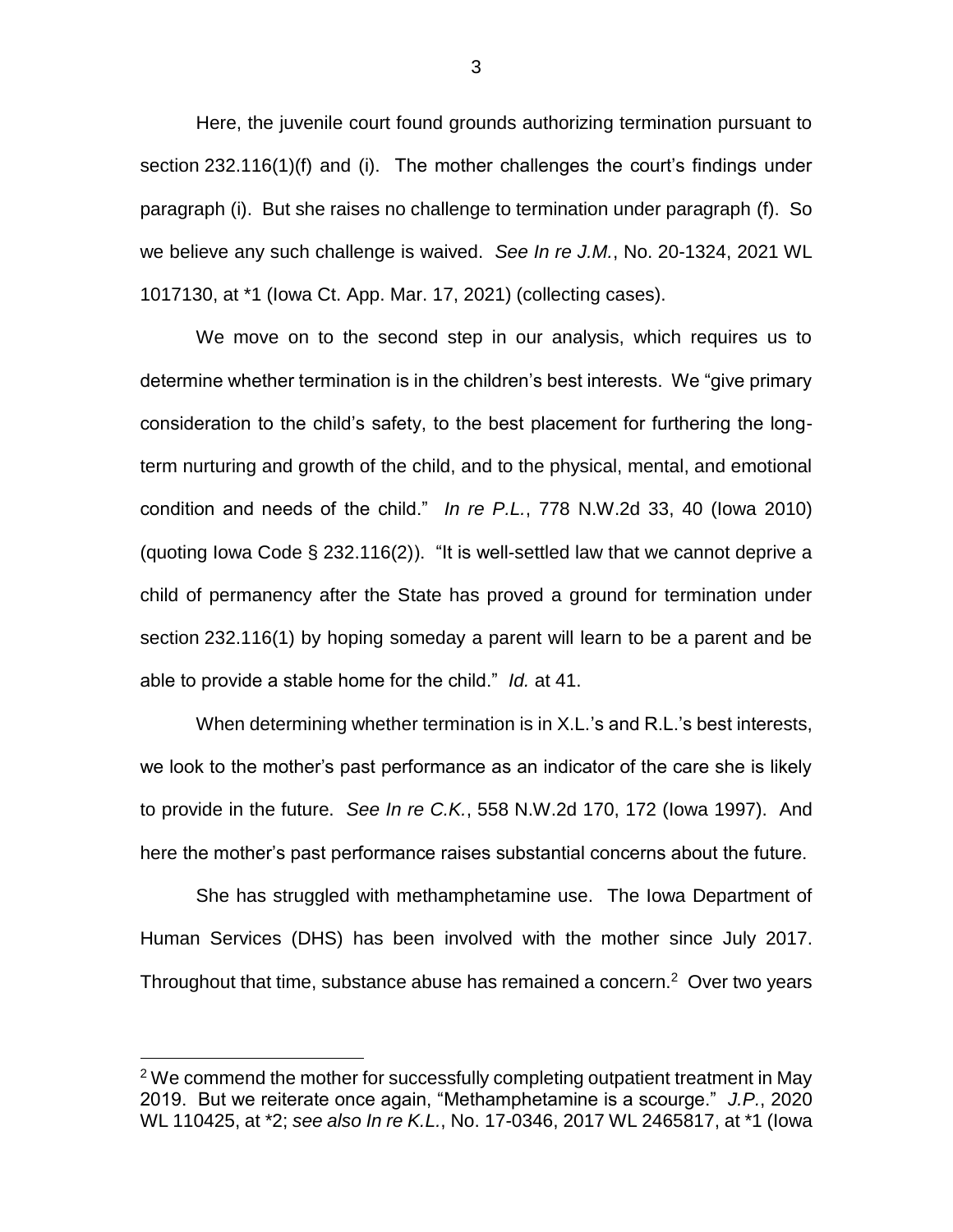Here, the juvenile court found grounds authorizing termination pursuant to section 232.116(1)(f) and (i). The mother challenges the court's findings under paragraph (i). But she raises no challenge to termination under paragraph (f). So we believe any such challenge is waived. *See In re J.M.*, No. 20-1324, 2021 WL 1017130, at *1 (Iowa Ct. App. Mar. 17, 2021) (collecting cases).

We move on to the second step in our analysis, which requires us to determine whether termination is in the children's best interests. We "give primary consideration to the child's safety, to the best placement for furthering the long-term nurturing and growth of the child, and to the physical, mental, and emotional condition and needs of the child." *In re P.L.*, 778 N.W.2d 33, 40 (Iowa 2010) (quoting Iowa Code § 232.116(2)). "It is well-settled law that we cannot deprive a child of permanency after the State has proved a ground for termination under section 232.116(1) by hoping someday a parent will learn to be a parent and be able to provide a stable home for the child." *Id.* at 41.

When determining whether termination is in X.L.'s and R.L.'s best interests, we look to the mother's past performance as an indicator of the care she is likely to provide in the future. *See In re C.K.*, 558 N.W.2d 170, 172 (Iowa 1997). And here the mother's past performance raises substantial concerns about the future.

She has struggled with methamphetamine use. The Iowa Department of Human Services (DHS) has been involved with the mother since July 2017. Throughout that time, substance abuse has remained a concern.[2] Over two years

[2] We commend the mother for successfully completing outpatient treatment in May 2019. But we reiterate once again, "Methamphetamine is a scourge." *J.P.*, 2020 WL 110425, at *2; *see also In re K.L.*, No. 17-0346, 2017 WL 2465817, at *1 (Iowa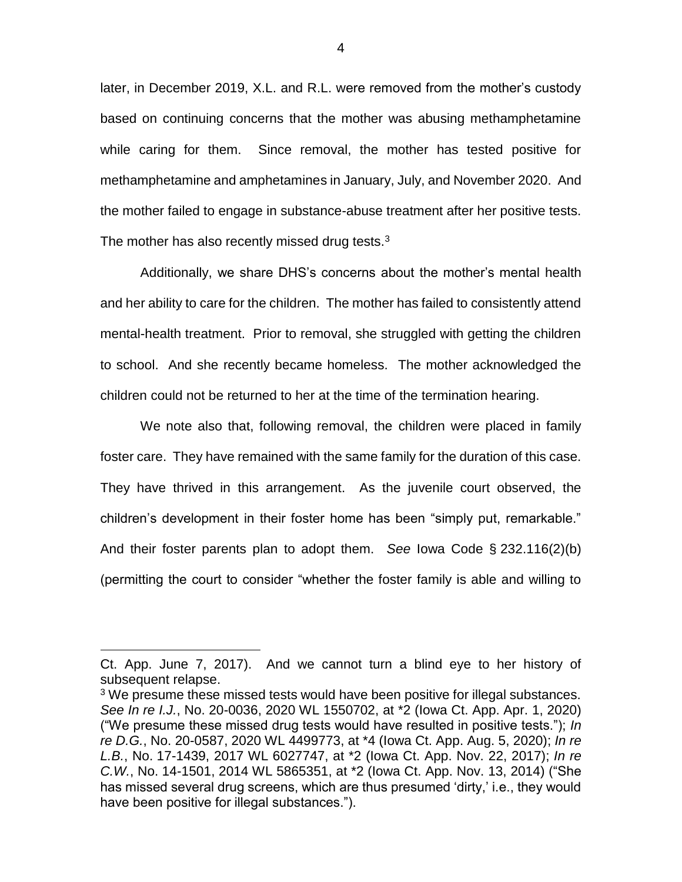later, in December 2019, X.L. and R.L. were removed from the mother's custody based on continuing concerns that the mother was abusing methamphetamine while caring for them. Since removal, the mother has tested positive for methamphetamine and amphetamines in January, July, and November 2020. And the mother failed to engage in substance-abuse treatment after her positive tests. The mother has also recently missed drug tests.[3]

Additionally, we share DHS's concerns about the mother's mental health and her ability to care for the children. The mother has failed to consistently attend mental-health treatment. Prior to removal, she struggled with getting the children to school. And she recently became homeless. The mother acknowledged the children could not be returned to her at the time of the termination hearing.

We note also that, following removal, the children were placed in family foster care. They have remained with the same family for the duration of this case. They have thrived in this arrangement. As the juvenile court observed, the children's development in their foster home has been "simply put, remarkable." And their foster parents plan to adopt them. *See* Iowa Code § 232.116(2)(b) (permitting the court to consider "whether the foster family is able and willing to

---

Ct. App. June 7, 2017). And we cannot turn a blind eye to her history of subsequent relapse.

[3] We presume these missed tests would have been positive for illegal substances. *See In re I.J.*, No. 20-0036, 2020 WL 1550702, at *2 (Iowa Ct. App. Apr. 1, 2020) ("We presume these missed drug tests would have resulted in positive tests."); *In re D.G.*, No. 20-0587, 2020 WL 4499773, at *4 (Iowa Ct. App. Aug. 5, 2020); *In re L.B.*, No. 17-1439, 2017 WL 6027747, at *2 (Iowa Ct. App. Nov. 22, 2017); *In re C.W.*, No. 14-1501, 2014 WL 5865351, at *2 (Iowa Ct. App. Nov. 13, 2014) ("She has missed several drug screens, which are thus presumed 'dirty,' i.e., they would have been positive for illegal substances.").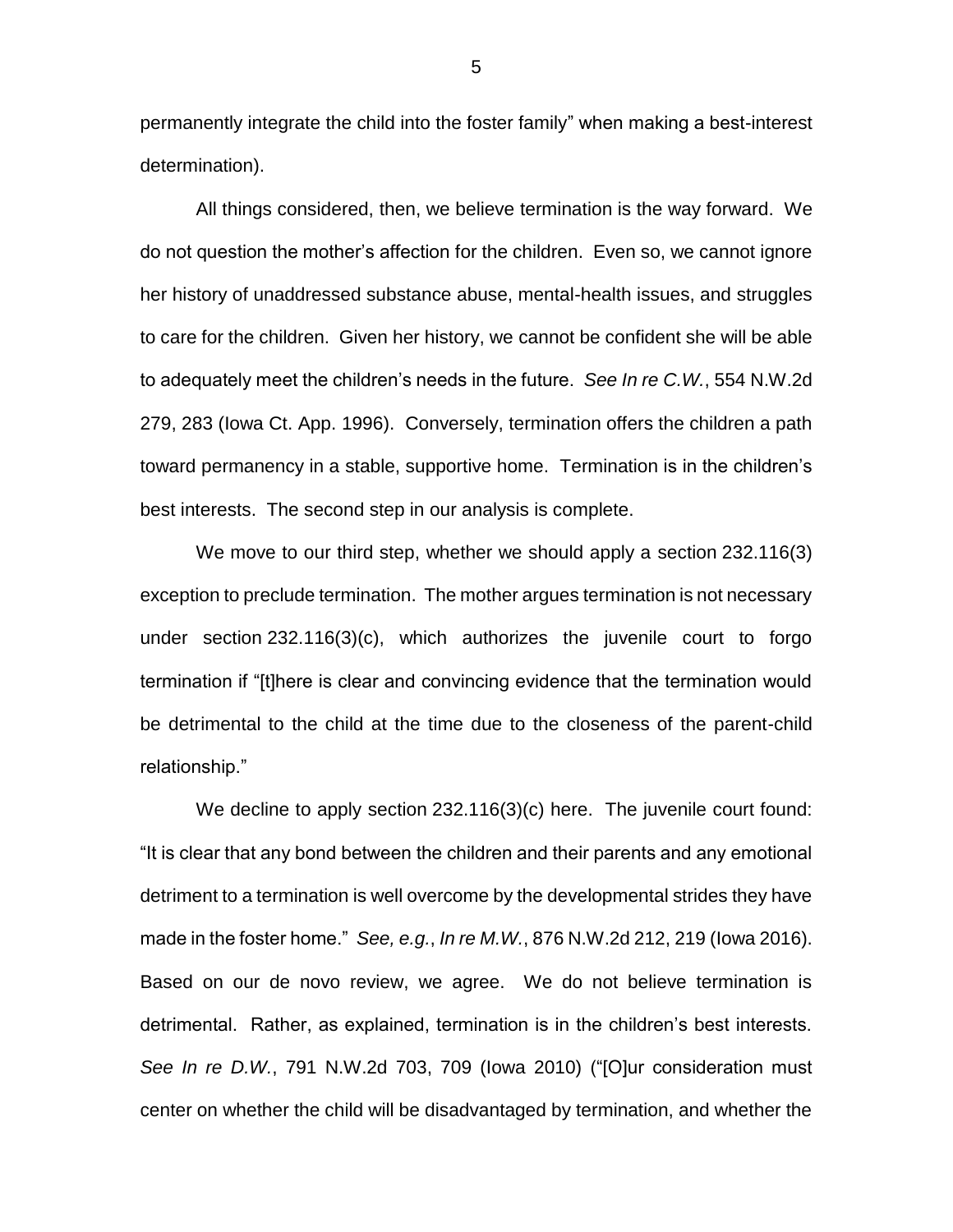permanently integrate the child into the foster family" when making a best-interest determination).

All things considered, then, we believe termination is the way forward. We do not question the mother's affection for the children. Even so, we cannot ignore her history of unaddressed substance abuse, mental-health issues, and struggles to care for the children. Given her history, we cannot be confident she will be able to adequately meet the children's needs in the future. *See In re C.W.*, 554 N.W.2d 279, 283 (Iowa Ct. App. 1996). Conversely, termination offers the children a path toward permanency in a stable, supportive home. Termination is in the children's best interests. The second step in our analysis is complete.

We move to our third step, whether we should apply a section 232.116(3) exception to preclude termination. The mother argues termination is not necessary under section 232.116(3)(c), which authorizes the juvenile court to forgo termination if "[t]here is clear and convincing evidence that the termination would be detrimental to the child at the time due to the closeness of the parent-child relationship."

We decline to apply section 232.116(3)(c) here. The juvenile court found: "It is clear that any bond between the children and their parents and any emotional detriment to a termination is well overcome by the developmental strides they have made in the foster home." *See, e.g.*, *In re M.W.*, 876 N.W.2d 212, 219 (Iowa 2016). Based on our de novo review, we agree. We do not believe termination is detrimental. Rather, as explained, termination is in the children's best interests. *See In re D.W.*, 791 N.W.2d 703, 709 (Iowa 2010) ("[O]ur consideration must center on whether the child will be disadvantaged by termination, and whether the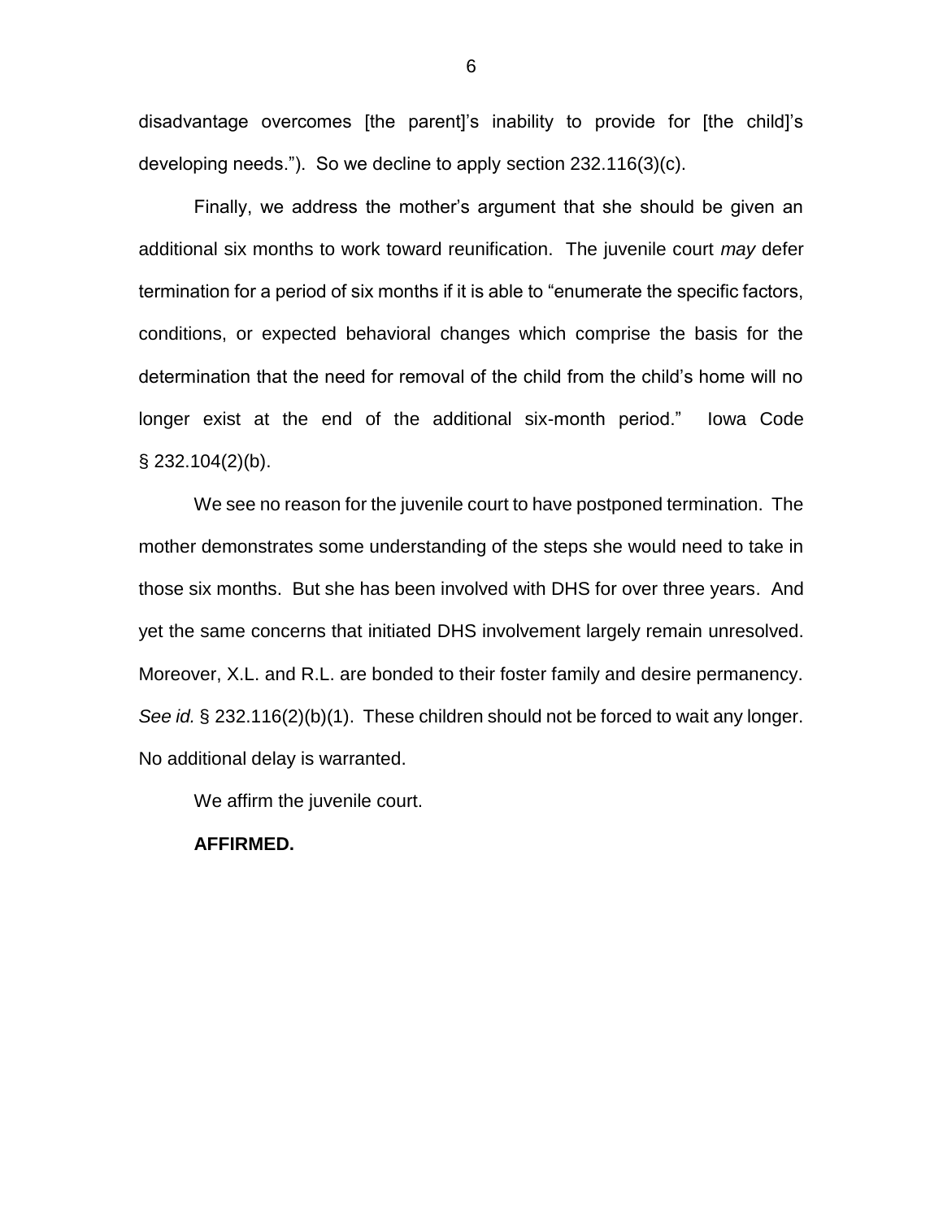disadvantage overcomes [the parent]'s inability to provide for [the child]'s developing needs."). So we decline to apply section 232.116(3)(c).

Finally, we address the mother's argument that she should be given an additional six months to work toward reunification. The juvenile court *may* defer termination for a period of six months if it is able to "enumerate the specific factors, conditions, or expected behavioral changes which comprise the basis for the determination that the need for removal of the child from the child's home will no longer exist at the end of the additional six-month period." Iowa Code § 232.104(2)(b).

We see no reason for the juvenile court to have postponed termination. The mother demonstrates some understanding of the steps she would need to take in those six months. But she has been involved with DHS for over three years. And yet the same concerns that initiated DHS involvement largely remain unresolved. Moreover, X.L. and R.L. are bonded to their foster family and desire permanency. *See id.* § 232.116(2)(b)(1). These children should not be forced to wait any longer. No additional delay is warranted.

We affirm the juvenile court.

**AFFIRMED.**